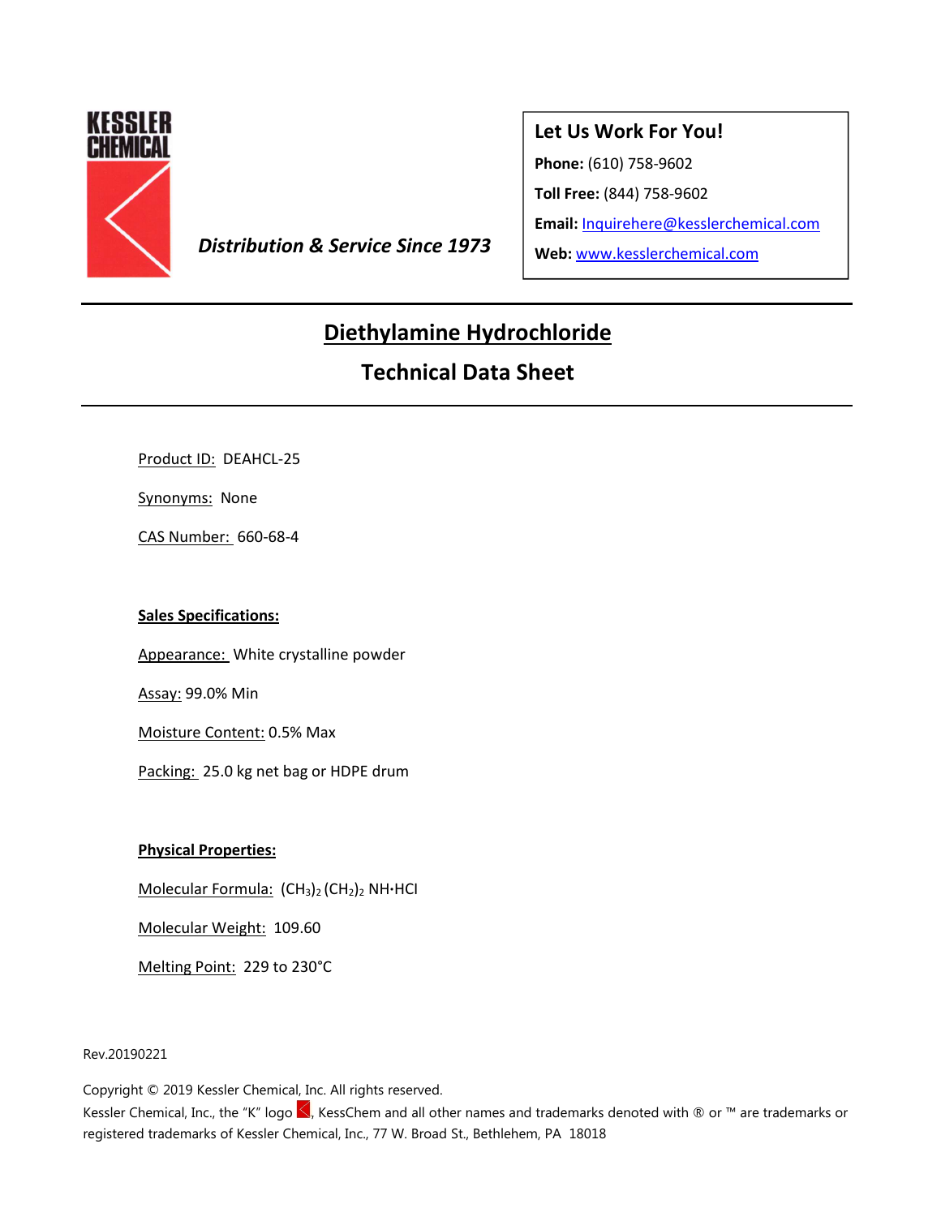KESSLER CHEMICAL

*Distribution & Service Since 1973*

**Let Us Work For You!**

**Phone:** (610) 758-9602

**Toll Free:** (844) 758-9602

**Email:** Inquirehere@kesslerchemical.com

**Web:** www.kesslerchemical.com

---

# Diethylamine Hydrochloride

## Technical Data Sheet

---

Product ID: DEAHCL-25

Synonyms: None

CAS Number: 660-68-4

**Sales Specifications:**

Appearance: White crystalline powder

Assay: 99.0% Min

Moisture Content: 0.5% Max

Packing: 25.0 kg net bag or HDPE drum

**Physical Properties:**

Molecular Formula: $(CH_3)_2(CH_2)_2NH \cdot HCl$

Molecular Weight: 109.60

Melting Point: 229 to 230°C

Rev.20190221

Copyright © 2019 Kessler Chemical, Inc. All rights reserved.
Kessler Chemical, Inc., the "K" logo, KessChem and all other names and trademarks denoted with ® or ™ are trademarks or registered trademarks of Kessler Chemical, Inc., 77 W. Broad St., Bethlehem, PA 18018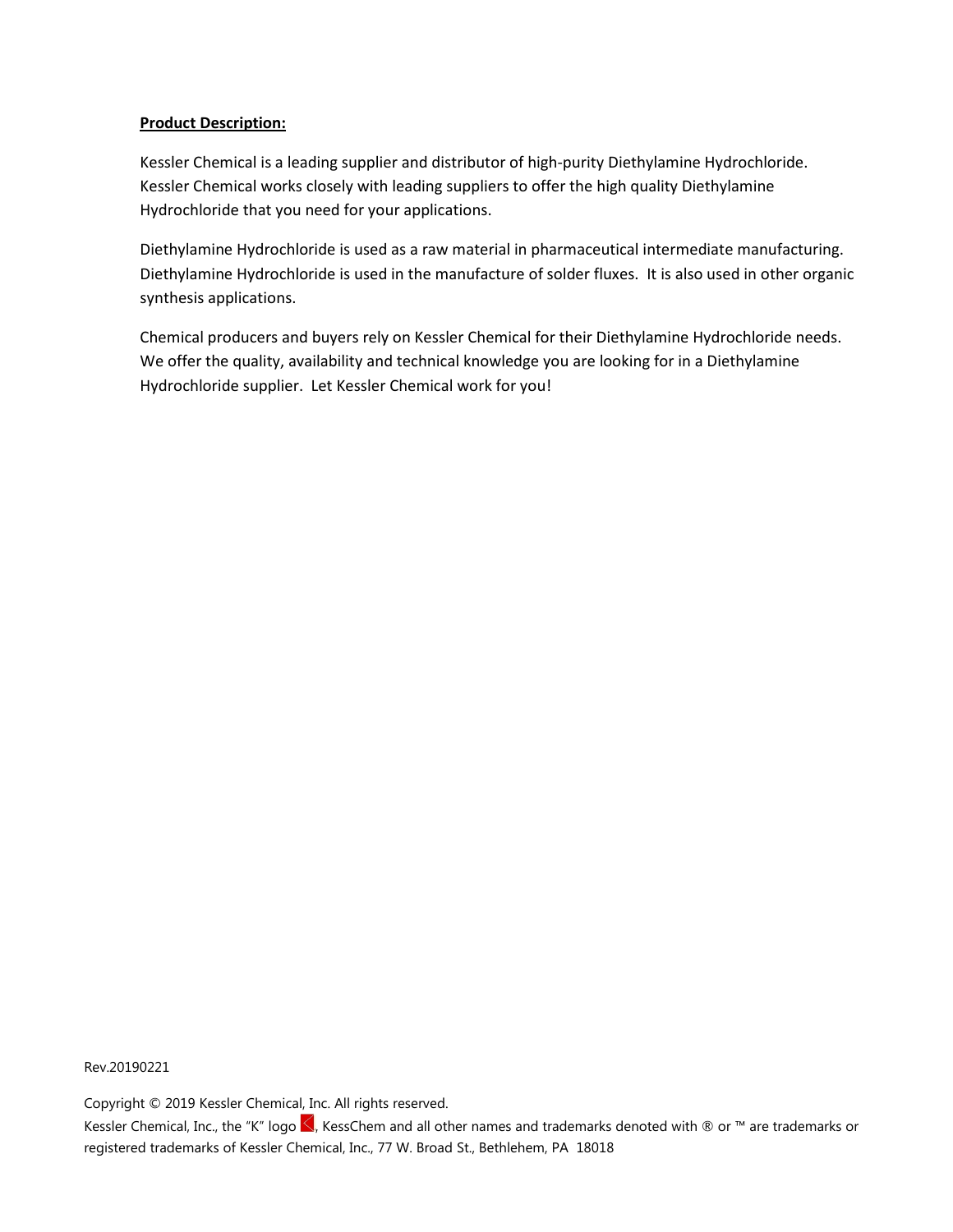**Product Description:**

Kessler Chemical is a leading supplier and distributor of high-purity Diethylamine Hydrochloride. Kessler Chemical works closely with leading suppliers to offer the high quality Diethylamine Hydrochloride that you need for your applications.

Diethylamine Hydrochloride is used as a raw material in pharmaceutical intermediate manufacturing. Diethylamine Hydrochloride is used in the manufacture of solder fluxes. It is also used in other organic synthesis applications.

Chemical producers and buyers rely on Kessler Chemical for their Diethylamine Hydrochloride needs. We offer the quality, availability and technical knowledge you are looking for in a Diethylamine Hydrochloride supplier. Let Kessler Chemical work for you!

Rev.20190221

Copyright © 2019 Kessler Chemical, Inc. All rights reserved.
Kessler Chemical, Inc., the "K" logo, KessChem and all other names and trademarks denoted with ® or ™ are trademarks or registered trademarks of Kessler Chemical, Inc., 77 W. Broad St., Bethlehem, PA 18018